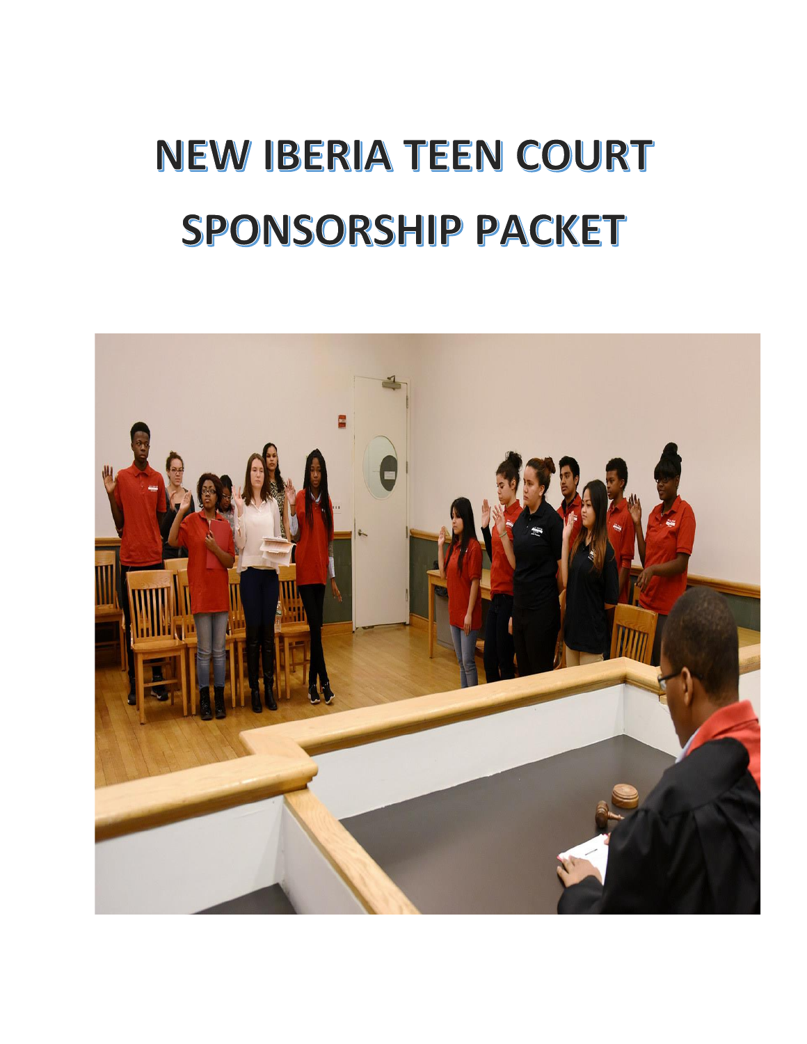# NEW IBERIA TEEN COURT SPONSORSHIP PACKET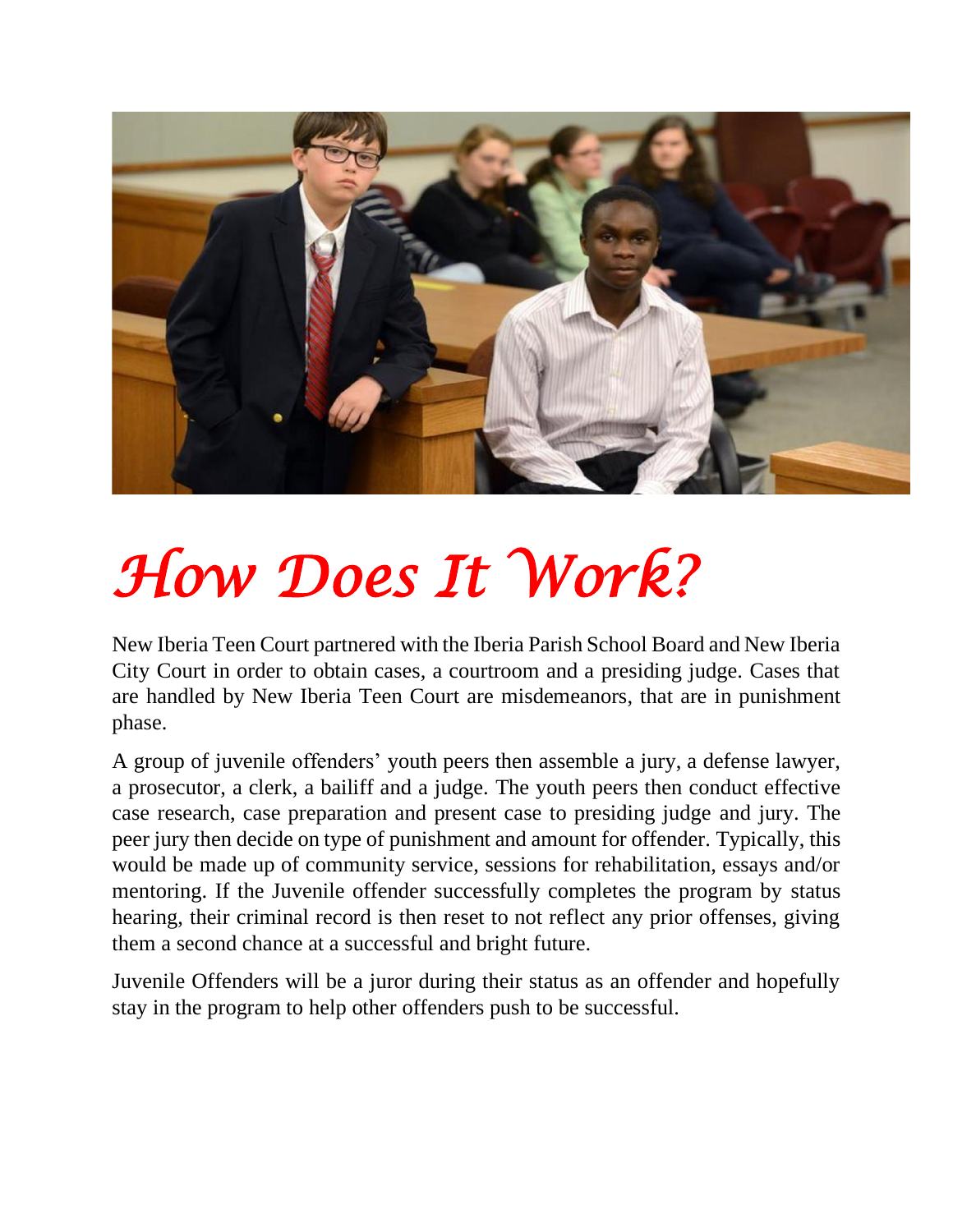# *How Does It Work?*

New Iberia Teen Court partnered with the Iberia Parish School Board and New Iberia City Court in order to obtain cases, a courtroom and a presiding judge. Cases that are handled by New Iberia Teen Court are misdemeanors, that are in punishment phase.

A group of juvenile offenders' youth peers then assemble a jury, a defense lawyer, a prosecutor, a clerk, a bailiff and a judge. The youth peers then conduct effective case research, case preparation and present case to presiding judge and jury. The peer jury then decide on type of punishment and amount for offender. Typically, this would be made up of community service, sessions for rehabilitation, essays and/or mentoring. If the Juvenile offender successfully completes the program by status hearing, their criminal record is then reset to not reflect any prior offenses, giving them a second chance at a successful and bright future.

Juvenile Offenders will be a juror during their status as an offender and hopefully stay in the program to help other offenders push to be successful.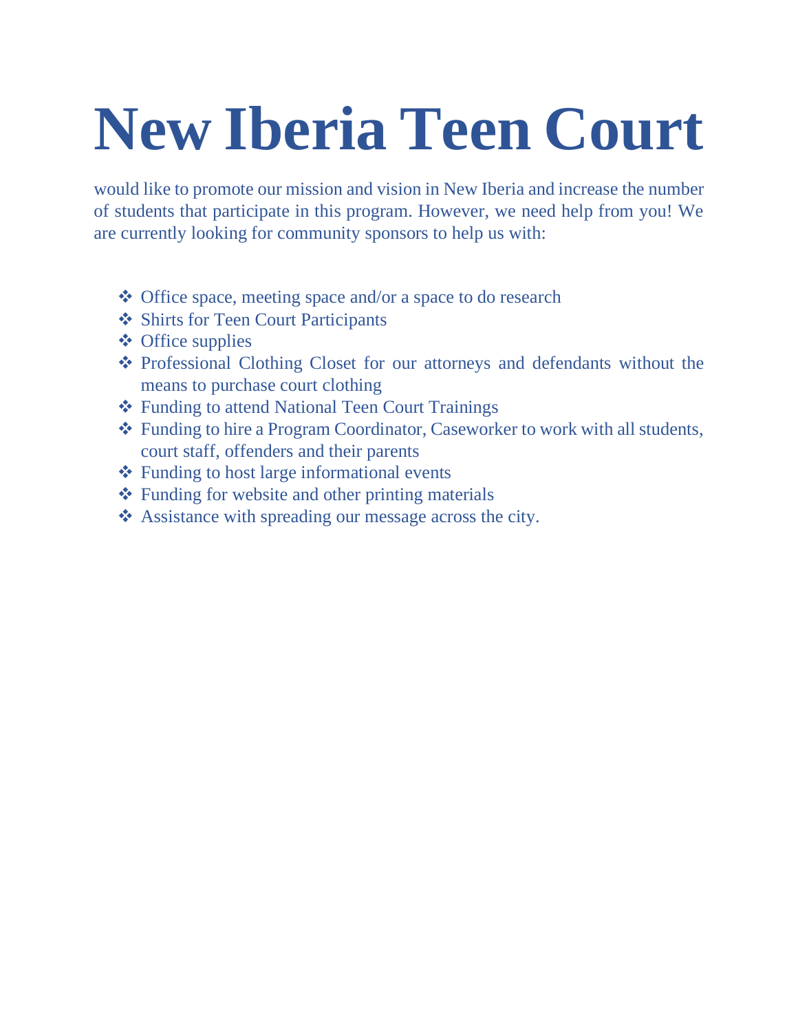# New Iberia Teen Court

would like to promote our mission and vision in New Iberia and increase the number of students that participate in this program. However, we need help from you! We are currently looking for community sponsors to help us with:

- Office space, meeting space and/or a space to do research
- Shirts for Teen Court Participants
- Office supplies
- Professional Clothing Closet for our attorneys and defendants without the means to purchase court clothing
- Funding to attend National Teen Court Trainings
- Funding to hire a Program Coordinator, Caseworker to work with all students, court staff, offenders and their parents
- Funding to host large informational events
- Funding for website and other printing materials
- Assistance with spreading our message across the city.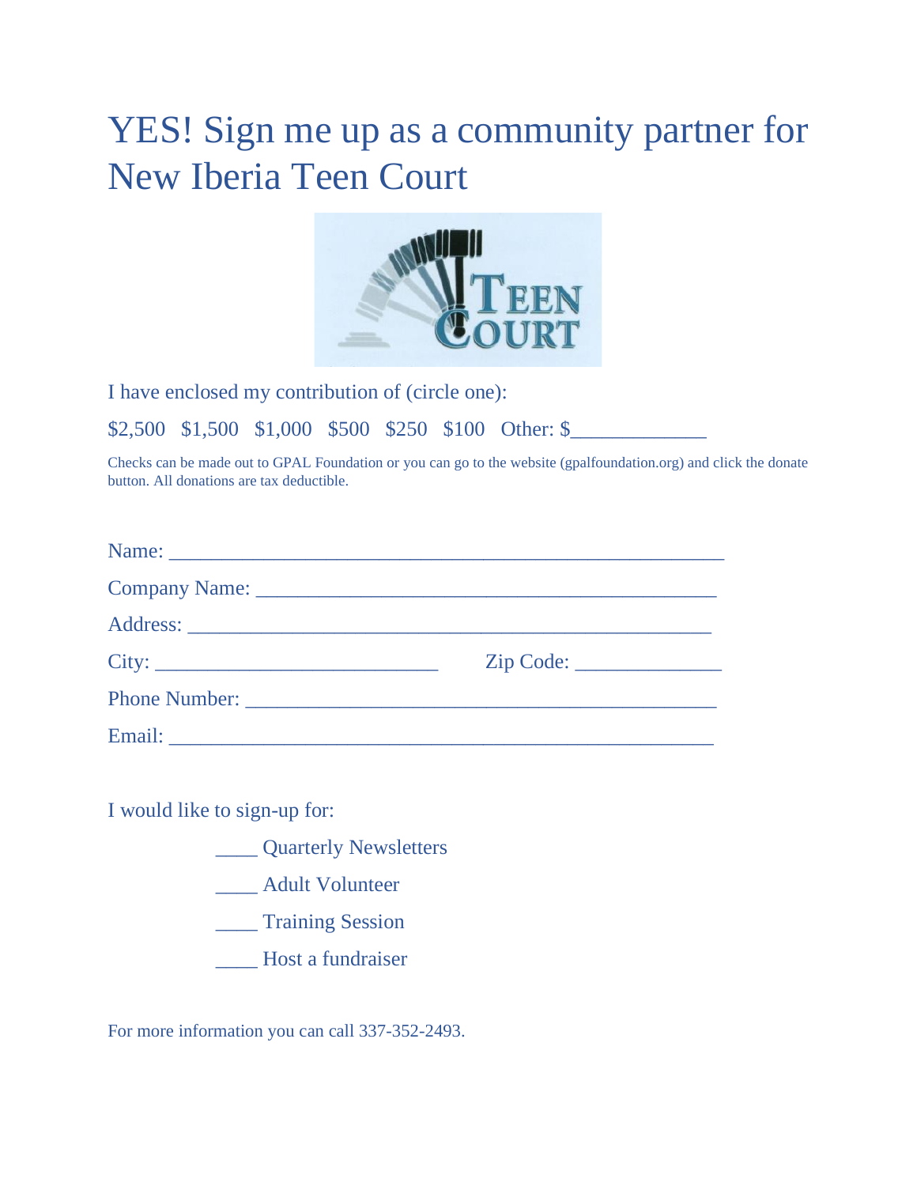# YES! Sign me up as a community partner for New Iberia Teen Court

I have enclosed my contribution of (circle one):

$2,500   $1,500   $1,000   $500   $250   $100   Other: $_____________

Checks can be made out to GPAL Foundation or you can go to the website (gpalfoundation.org) and click the donate button. All donations are tax deductible.

Name: ____________________________________________________

Company Name: ____________________________________________

Address: _________________________________________________

City: ___________________________   Zip Code: ______________

Phone Number: ____________________________________________

Email: ____________________________________________________

I would like to sign-up for:

____ Quarterly Newsletters

____ Adult Volunteer

____ Training Session

____ Host a fundraiser

For more information you can call 337-352-2493.